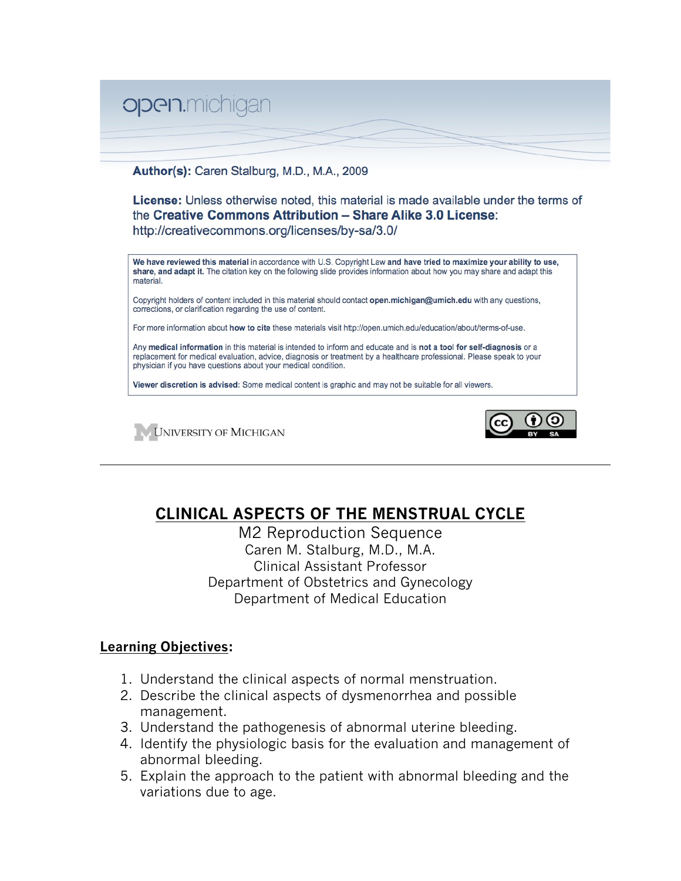open.michigan

**Author(s):** Caren Stalburg, M.D., M.A., 2009

**License:** Unless otherwise noted, this material is made available under the terms of the **Creative Commons Attribution – Share Alike 3.0 License**: http://creativecommons.org/licenses/by-sa/3.0/

**We have reviewed this material** in accordance with U.S. Copyright Law **and have tried to maximize your ability to use, share, and adapt it.** The citation key on the following slide provides information about how you may share and adapt this material.

Copyright holders of content included in this material should contact **open.michigan@umich.edu** with any questions, corrections, or clarification regarding the use of content.

For more information about **how to cite** these materials visit http://open.umich.edu/education/about/terms-of-use.

Any **medical information** in this material is intended to inform and educate and is **not a tool for self-diagnosis** or a replacement for medical evaluation, advice, diagnosis or treatment by a healthcare professional. Please speak to your physician if you have questions about your medical condition.

**Viewer discretion is advised**: Some medical content is graphic and may not be suitable for all viewers.

University of Michigan

---

# CLINICAL ASPECTS OF THE MENSTRUAL CYCLE

M2 Reproduction Sequence
Caren M. Stalburg, M.D., M.A.
Clinical Assistant Professor
Department of Obstetrics and Gynecology
Department of Medical Education

## Learning Objectives:

1. Understand the clinical aspects of normal menstruation.
2. Describe the clinical aspects of dysmenorrhea and possible management.
3. Understand the pathogenesis of abnormal uterine bleeding.
4. Identify the physiologic basis for the evaluation and management of abnormal bleeding.
5. Explain the approach to the patient with abnormal bleeding and the variations due to age.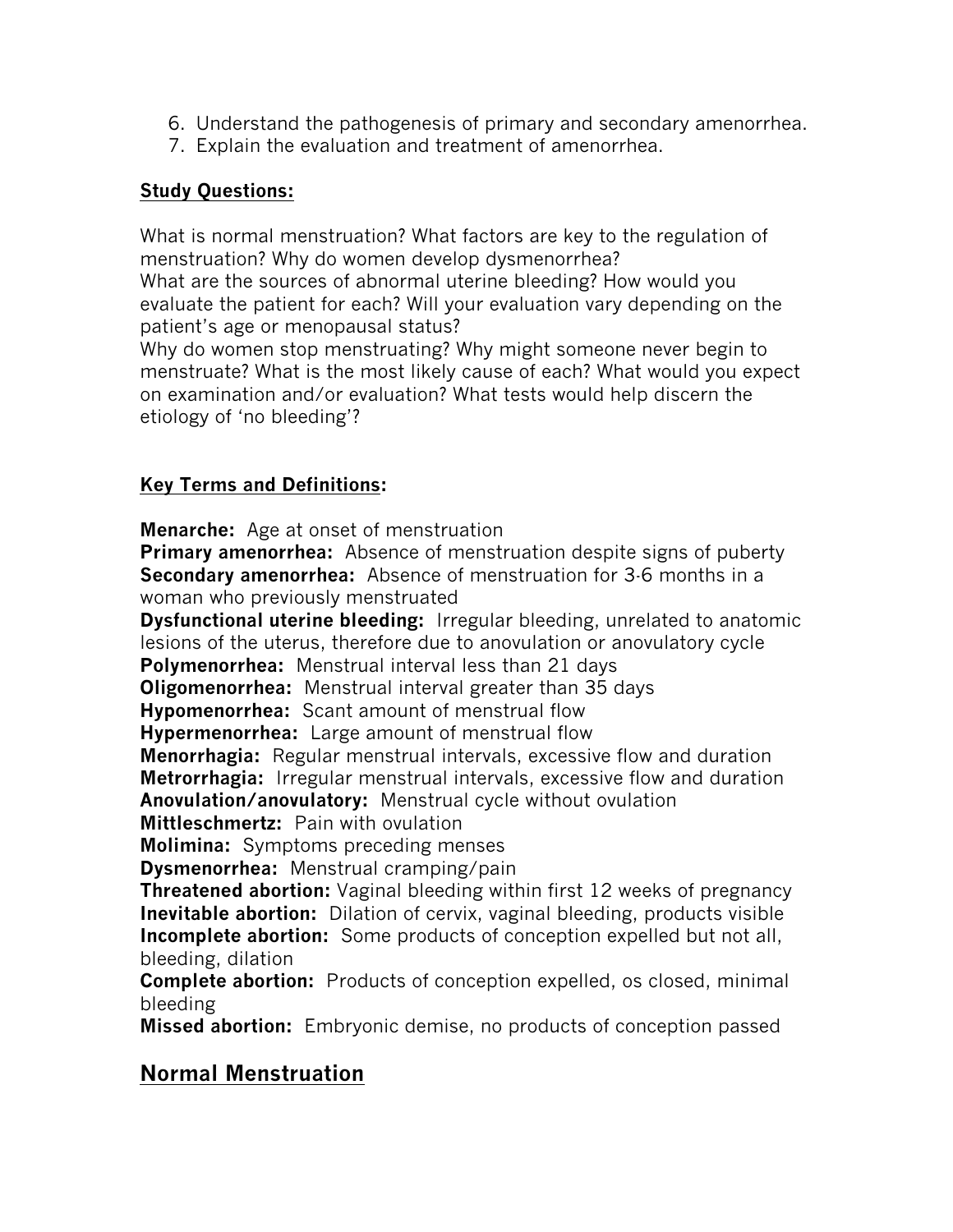6. Understand the pathogenesis of primary and secondary amenorrhea.
7. Explain the evaluation and treatment of amenorrhea.

**Study Questions:**

What is normal menstruation? What factors are key to the regulation of menstruation? Why do women develop dysmenorrhea?
What are the sources of abnormal uterine bleeding? How would you evaluate the patient for each? Will your evaluation vary depending on the patient's age or menopausal status?
Why do women stop menstruating? Why might someone never begin to menstruate? What is the most likely cause of each? What would you expect on examination and/or evaluation? What tests would help discern the etiology of 'no bleeding'?

**Key Terms and Definitions:**

**Menarche:** Age at onset of menstruation
**Primary amenorrhea:** Absence of menstruation despite signs of puberty
**Secondary amenorrhea:** Absence of menstruation for 3-6 months in a woman who previously menstruated
**Dysfunctional uterine bleeding:** Irregular bleeding, unrelated to anatomic lesions of the uterus, therefore due to anovulation or anovulatory cycle
**Polymenorrhea:** Menstrual interval less than 21 days
**Oligomenorrhea:** Menstrual interval greater than 35 days
**Hypomenorrhea:** Scant amount of menstrual flow
**Hypermenorrhea:** Large amount of menstrual flow
**Menorrhagia:** Regular menstrual intervals, excessive flow and duration
**Metrorrhagia:** Irregular menstrual intervals, excessive flow and duration
**Anovulation/anovulatory:** Menstrual cycle without ovulation
**Mittleschmertz:** Pain with ovulation
**Molimina:** Symptoms preceding menses
**Dysmenorrhea:** Menstrual cramping/pain
**Threatened abortion:** Vaginal bleeding within first 12 weeks of pregnancy
**Inevitable abortion:** Dilation of cervix, vaginal bleeding, products visible
**Incomplete abortion:** Some products of conception expelled but not all, bleeding, dilation
**Complete abortion:** Products of conception expelled, os closed, minimal bleeding
**Missed abortion:** Embryonic demise, no products of conception passed

## Normal Menstruation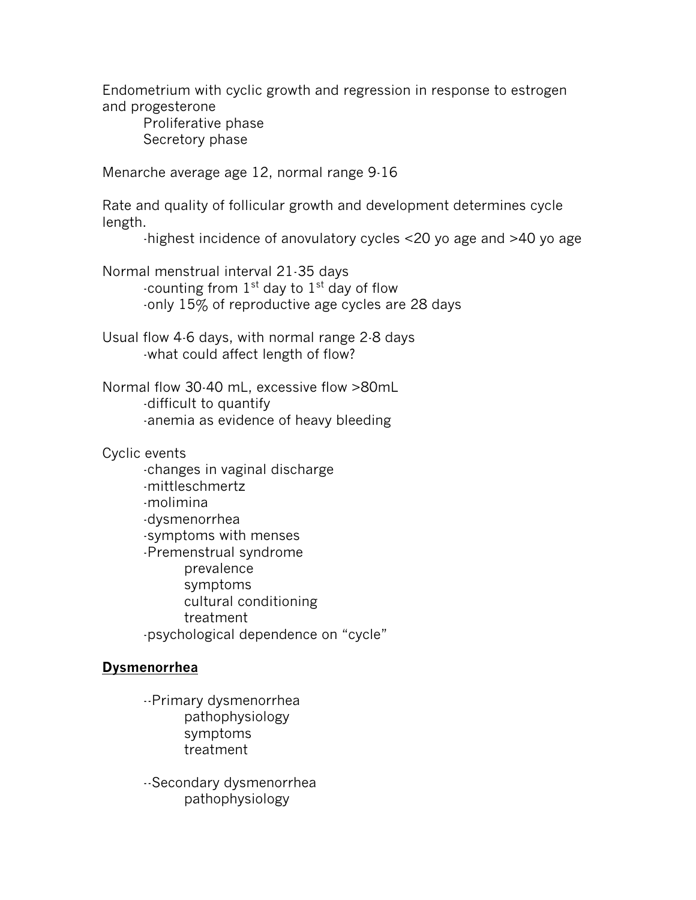Endometrium with cyclic growth and regression in response to estrogen and progesterone

- Proliferative phase
- Secretory phase

Menarche average age 12, normal range 9-16

Rate and quality of follicular growth and development determines cycle length.

- -highest incidence of anovulatory cycles <20 yo age and >40 yo age

Normal menstrual interval 21-35 days

- -counting from 1st day to 1st day of flow
- -only 15% of reproductive age cycles are 28 days

Usual flow 4-6 days, with normal range 2-8 days

- -what could affect length of flow?

Normal flow 30-40 mL, excessive flow >80mL

- -difficult to quantify
- -anemia as evidence of heavy bleeding

Cyclic events

- -changes in vaginal discharge
- -mittleschmertz
- -molimina
- -dysmenorrhea
- -symptoms with menses
- -Premenstrual syndrome
  - prevalence
  - symptoms
  - cultural conditioning
  - treatment
- -psychological dependence on "cycle"

**<u>Dysmenorrhea</u>**

- --Primary dysmenorrhea
  - pathophysiology
  - symptoms
  - treatment
- --Secondary dysmenorrhea
  - pathophysiology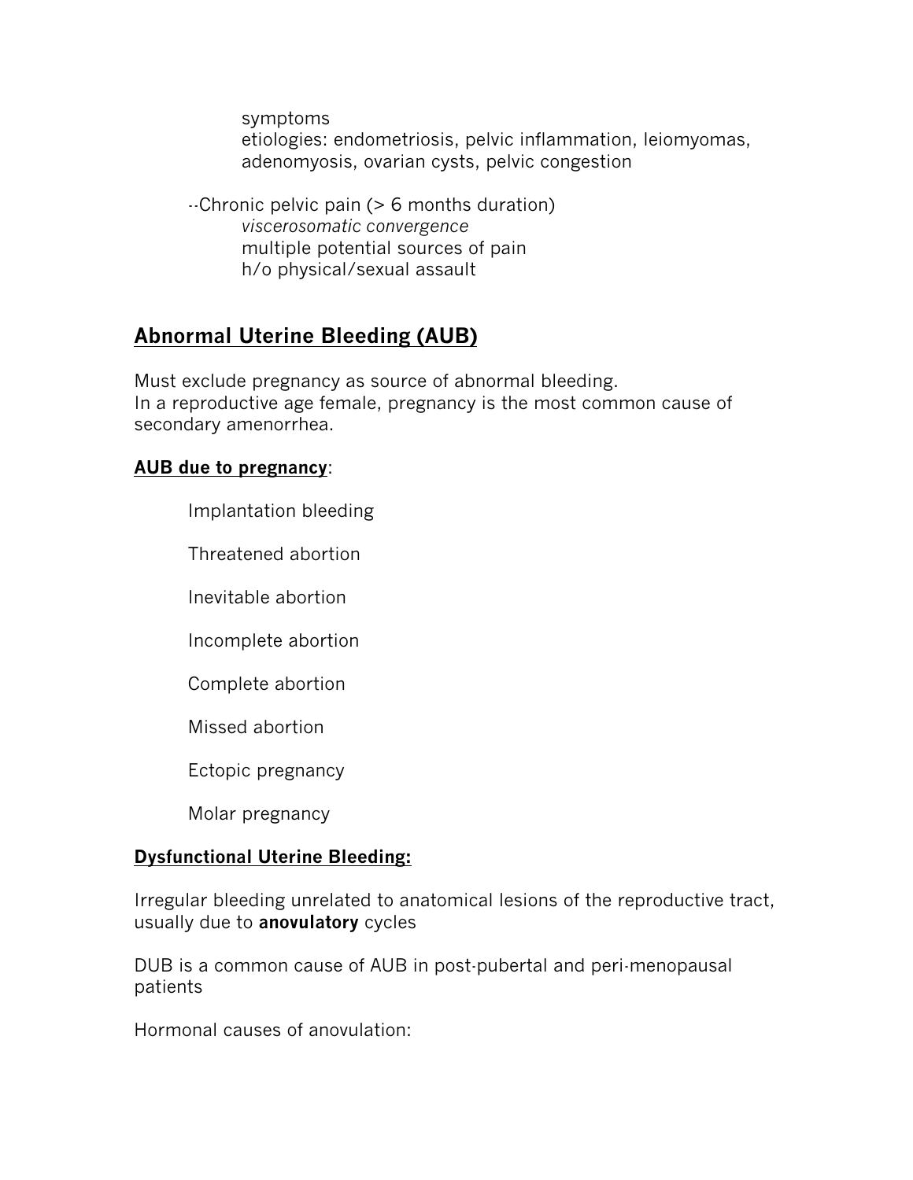symptoms
etiologies: endometriosis, pelvic inflammation, leiomyomas, adenomyosis, ovarian cysts, pelvic congestion

--Chronic pelvic pain (> 6 months duration)
*viscerosomatic convergence*
multiple potential sources of pain
h/o physical/sexual assault

## Abnormal Uterine Bleeding (AUB)

Must exclude pregnancy as source of abnormal bleeding.
In a reproductive age female, pregnancy is the most common cause of secondary amenorrhea.

**AUB due to pregnancy**:

Implantation bleeding

Threatened abortion

Inevitable abortion

Incomplete abortion

Complete abortion

Missed abortion

Ectopic pregnancy

Molar pregnancy

**Dysfunctional Uterine Bleeding:**

Irregular bleeding unrelated to anatomical lesions of the reproductive tract, usually due to **anovulatory** cycles

DUB is a common cause of AUB in post-pubertal and peri-menopausal patients

Hormonal causes of anovulation: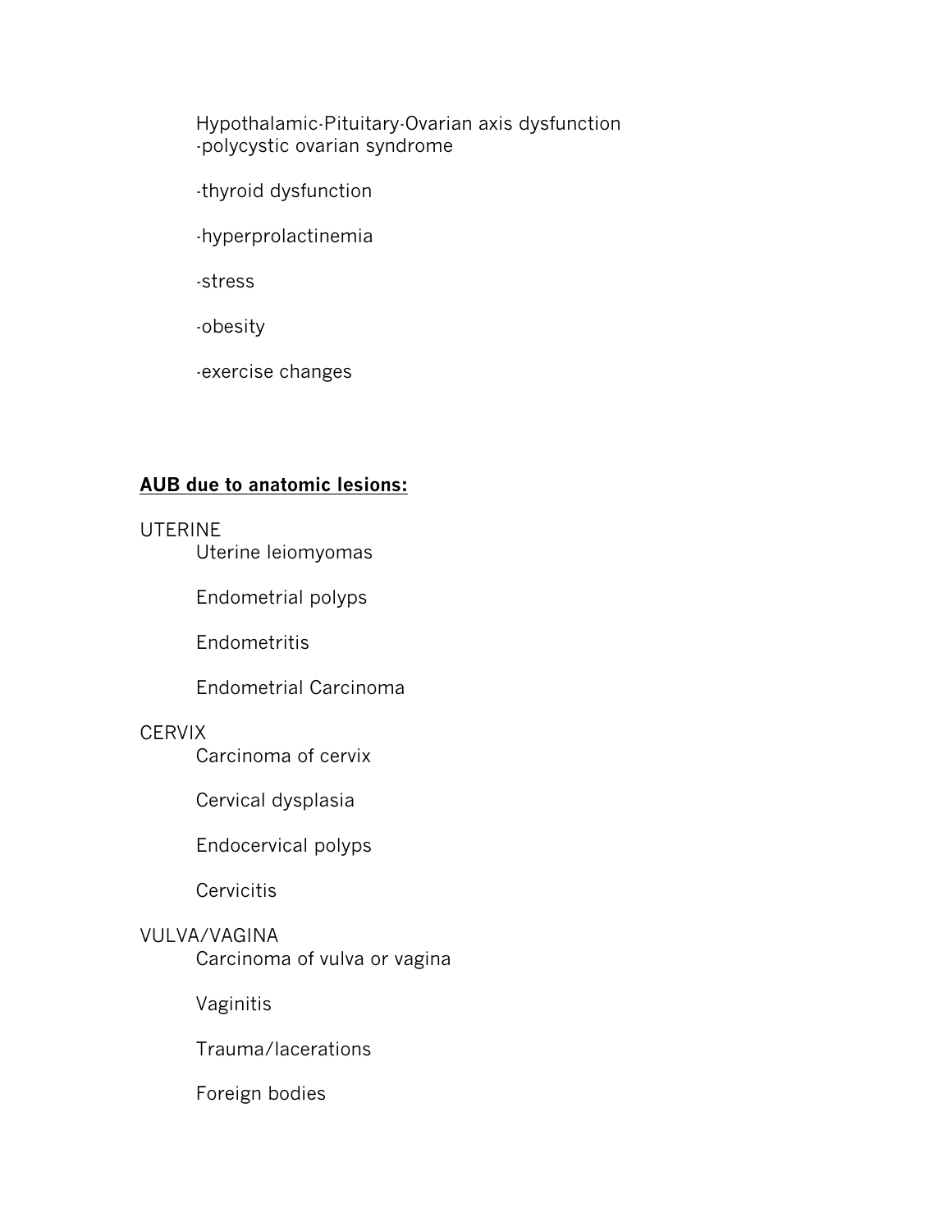Hypothalamic-Pituitary-Ovarian axis dysfunction
-polycystic ovarian syndrome

-thyroid dysfunction

-hyperprolactinemia

-stress

-obesity

-exercise changes

**<u>AUB due to anatomic lesions:</u>**

UTERINE

Uterine leiomyomas

Endometrial polyps

Endometritis

Endometrial Carcinoma

CERVIX

Carcinoma of cervix

Cervical dysplasia

Endocervical polyps

Cervicitis

VULVA/VAGINA

Carcinoma of vulva or vagina

Vaginitis

Trauma/lacerations

Foreign bodies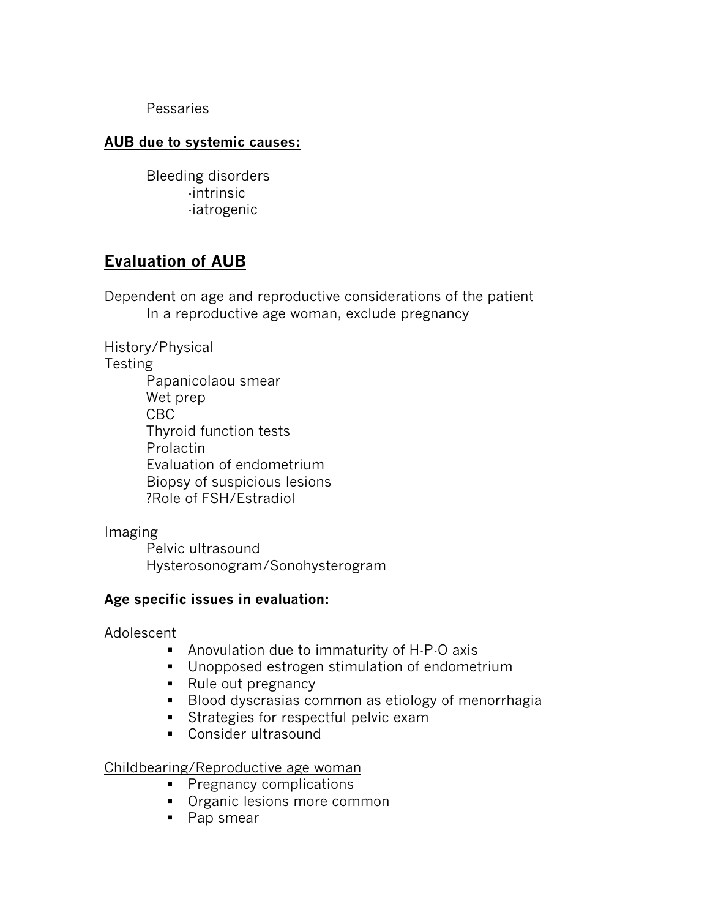Pessaries

**AUB due to systemic causes:**

Bleeding disorders
- -intrinsic
- -iatrogenic

## Evaluation of AUB

Dependent on age and reproductive considerations of the patient
In a reproductive age woman, exclude pregnancy

History/Physical
Testing
- Papanicolaou smear
- Wet prep
- CBC
- Thyroid function tests
- Prolactin
- Evaluation of endometrium
- Biopsy of suspicious lesions
- ?Role of FSH/Estradiol

Imaging
- Pelvic ultrasound
- Hysterosonogram/Sonohysterogram

**Age specific issues in evaluation:**

Adolescent
- Anovulation due to immaturity of H-P-O axis
- Unopposed estrogen stimulation of endometrium
- Rule out pregnancy
- Blood dyscrasias common as etiology of menorrhagia
- Strategies for respectful pelvic exam
- Consider ultrasound

Childbearing/Reproductive age woman
- Pregnancy complications
- Organic lesions more common
- Pap smear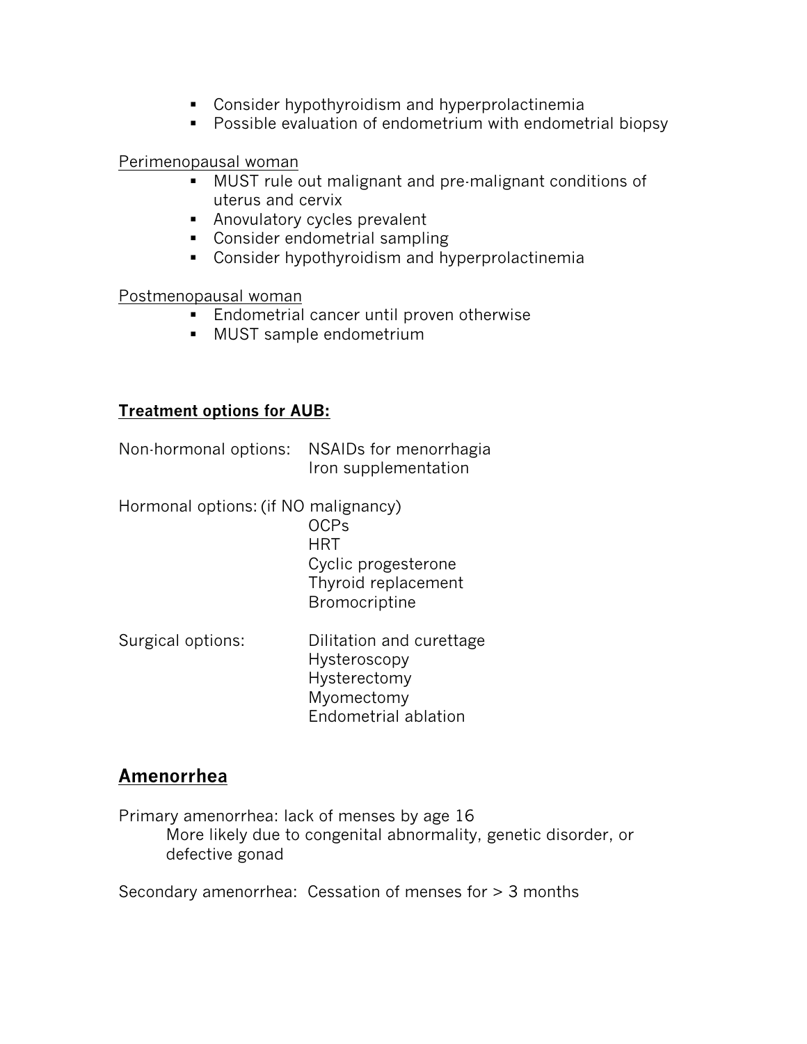- Consider hypothyroidism and hyperprolactinemia
- Possible evaluation of endometrium with endometrial biopsy

Perimenopausal woman

- MUST rule out malignant and pre-malignant conditions of uterus and cervix
- Anovulatory cycles prevalent
- Consider endometrial sampling
- Consider hypothyroidism and hyperprolactinemia

Postmenopausal woman

- Endometrial cancer until proven otherwise
- MUST sample endometrium

**Treatment options for AUB:**

Non-hormonal options:
- NSAIDs for menorrhagia
- Iron supplementation

Hormonal options: (if NO malignancy)
- OCPs
- HRT
- Cyclic progesterone
- Thyroid replacement
- Bromocriptine

Surgical options:
- Dilitation and curettage
- Hysteroscopy
- Hysterectomy
- Myomectomy
- Endometrial ablation

## Amenorrhea

Primary amenorrhea: lack of menses by age 16
More likely due to congenital abnormality, genetic disorder, or defective gonad

Secondary amenorrhea: Cessation of menses for > 3 months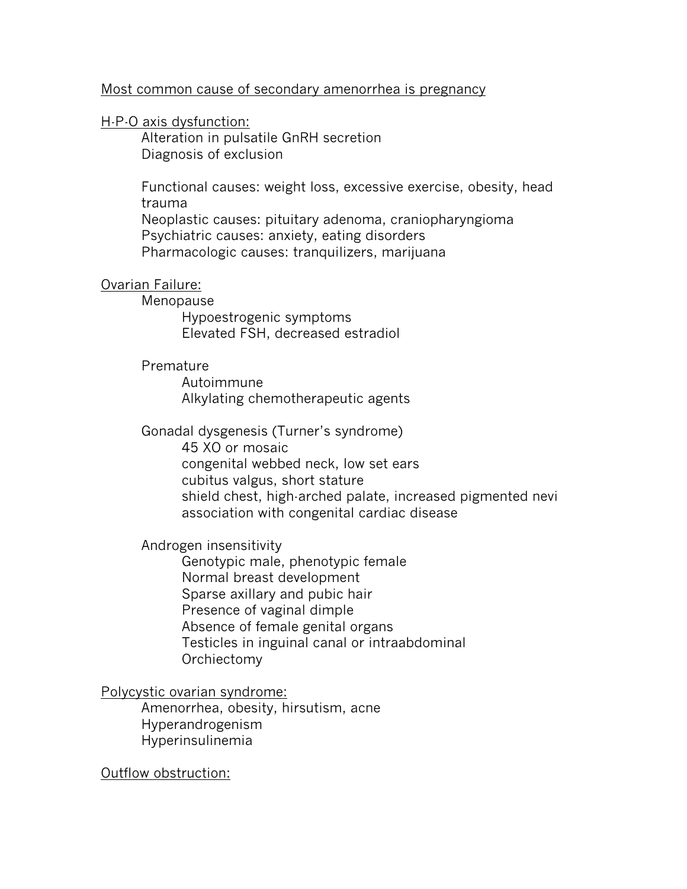Most common cause of secondary amenorrhea is pregnancy

H-P-O axis dysfunction:

- Alteration in pulsatile GnRH secretion
- Diagnosis of exclusion

- Functional causes: weight loss, excessive exercise, obesity, head trauma
- Neoplastic causes: pituitary adenoma, craniopharyngioma
- Psychiatric causes: anxiety, eating disorders
- Pharmacologic causes: tranquilizers, marijuana

Ovarian Failure:

- Menopause
  - Hypoestrogenic symptoms
  - Elevated FSH, decreased estradiol

- Premature
  - Autoimmune
  - Alkylating chemotherapeutic agents

- Gonadal dysgenesis (Turner's syndrome)
  - 45 XO or mosaic
  - congenital webbed neck, low set ears
  - cubitus valgus, short stature
  - shield chest, high-arched palate, increased pigmented nevi
  - association with congenital cardiac disease

- Androgen insensitivity
  - Genotypic male, phenotypic female
  - Normal breast development
  - Sparse axillary and pubic hair
  - Presence of vaginal dimple
  - Absence of female genital organs
  - Testicles in inguinal canal or intraabdominal
  - Orchiectomy

Polycystic ovarian syndrome:

- Amenorrhea, obesity, hirsutism, acne
- Hyperandrogenism
- Hyperinsulinemia

Outflow obstruction: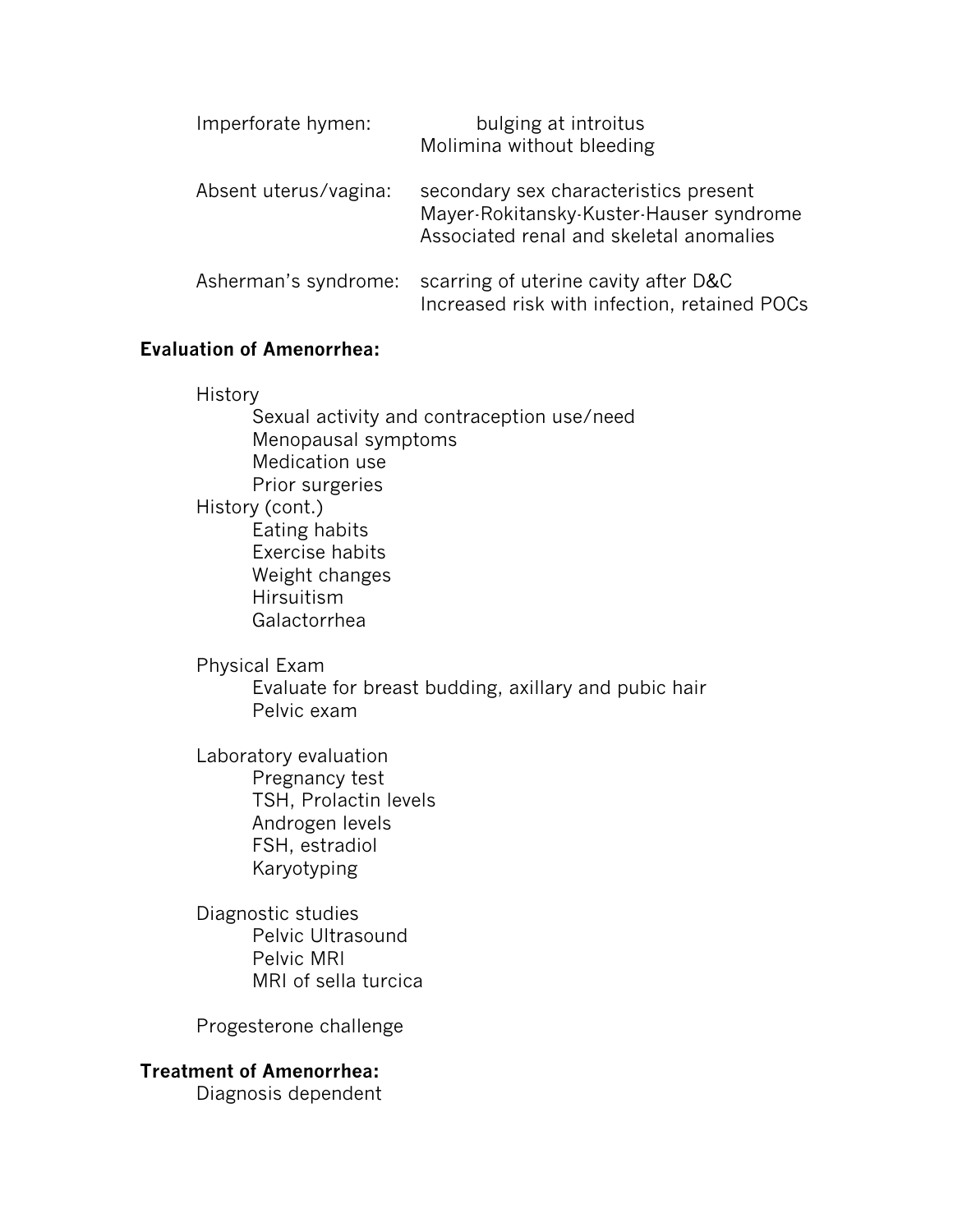Imperforate hymen: bulging at introitus
Molimina without bleeding

Absent uterus/vagina: secondary sex characteristics present
Mayer-Rokitansky-Kuster-Hauser syndrome
Associated renal and skeletal anomalies

Asherman's syndrome: scarring of uterine cavity after D&C
Increased risk with infection, retained POCs

**Evaluation of Amenorrhea:**

- History
  - Sexual activity and contraception use/need
  - Menopausal symptoms
  - Medication use
  - Prior surgeries
- History (cont.)
  - Eating habits
  - Exercise habits
  - Weight changes
  - Hirsuitism
  - Galactorrhea

- Physical Exam
  - Evaluate for breast budding, axillary and pubic hair
  - Pelvic exam

- Laboratory evaluation
  - Pregnancy test
  - TSH, Prolactin levels
  - Androgen levels
  - FSH, estradiol
  - Karyotyping

- Diagnostic studies
  - Pelvic Ultrasound
  - Pelvic MRI
  - MRI of sella turcica

- Progesterone challenge

**Treatment of Amenorrhea:**

Diagnosis dependent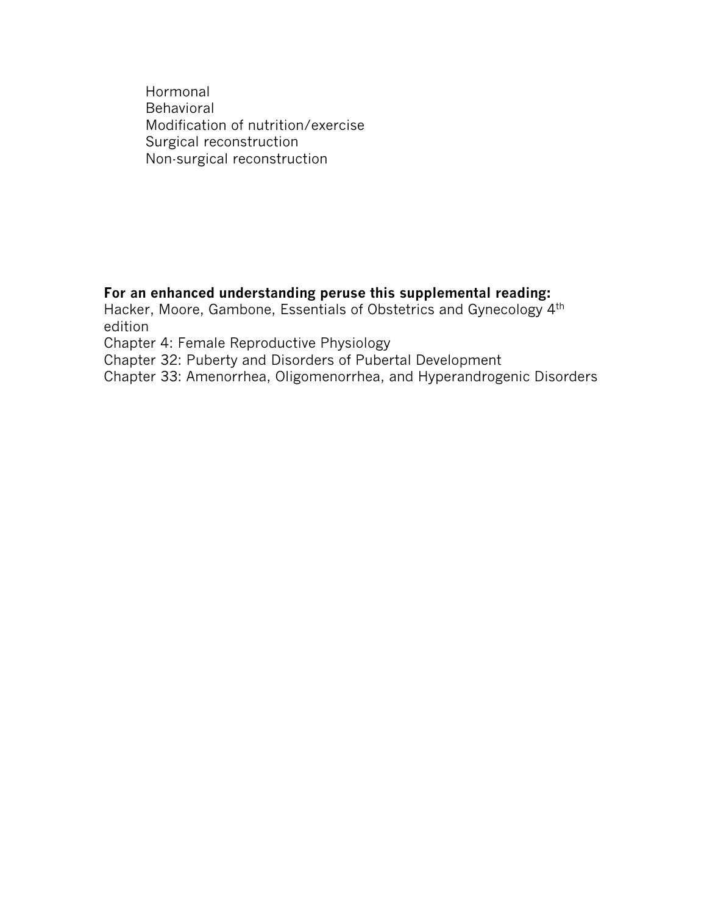- Hormonal
- Behavioral
- Modification of nutrition/exercise
- Surgical reconstruction
- Non-surgical reconstruction

**For an enhanced understanding peruse this supplemental reading:**

Hacker, Moore, Gambone, Essentials of Obstetrics and Gynecology 4th edition

Chapter 4: Female Reproductive Physiology

Chapter 32: Puberty and Disorders of Pubertal Development

Chapter 33: Amenorrhea, Oligomenorrhea, and Hyperandrogenic Disorders